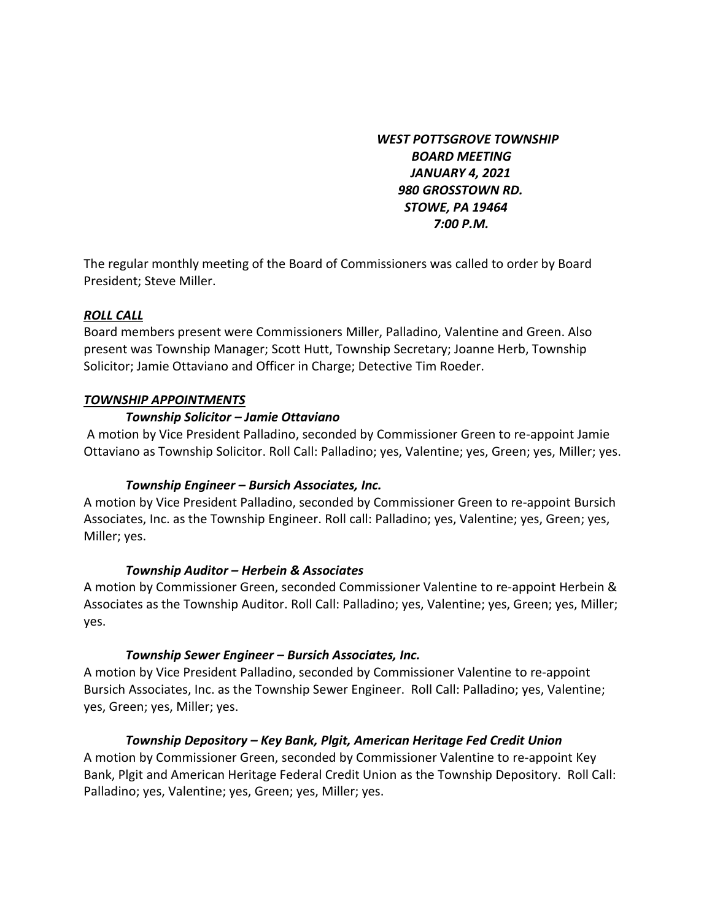***WEST POTTSGROVE TOWNSHIP***
***BOARD MEETING***
***JANUARY 4, 2021***
***980 GROSSTOWN RD.***
***STOWE, PA 19464***
***7:00 P.M.***

The regular monthly meeting of the Board of Commissioners was called to order by Board President; Steve Miller.

## ***ROLL CALL***

Board members present were Commissioners Miller, Palladino, Valentine and Green. Also present was Township Manager; Scott Hutt, Township Secretary; Joanne Herb, Township Solicitor; Jamie Ottaviano and Officer in Charge; Detective Tim Roeder.

## ***TOWNSHIP APPOINTMENTS***

### ***Township Solicitor – Jamie Ottaviano***

A motion by Vice President Palladino, seconded by Commissioner Green to re-appoint Jamie Ottaviano as Township Solicitor. Roll Call: Palladino; yes, Valentine; yes, Green; yes, Miller; yes.

### ***Township Engineer – Bursich Associates, Inc.***

A motion by Vice President Palladino, seconded by Commissioner Green to re-appoint Bursich Associates, Inc. as the Township Engineer. Roll call: Palladino; yes, Valentine; yes, Green; yes, Miller; yes.

### ***Township Auditor – Herbein & Associates***

A motion by Commissioner Green, seconded Commissioner Valentine to re-appoint Herbein & Associates as the Township Auditor. Roll Call: Palladino; yes, Valentine; yes, Green; yes, Miller; yes.

### ***Township Sewer Engineer – Bursich Associates, Inc.***

A motion by Vice President Palladino, seconded by Commissioner Valentine to re-appoint Bursich Associates, Inc. as the Township Sewer Engineer. Roll Call: Palladino; yes, Valentine; yes, Green; yes, Miller; yes.

### ***Township Depository – Key Bank, Plgit, American Heritage Fed Credit Union***

A motion by Commissioner Green, seconded by Commissioner Valentine to re-appoint Key Bank, Plgit and American Heritage Federal Credit Union as the Township Depository. Roll Call: Palladino; yes, Valentine; yes, Green; yes, Miller; yes.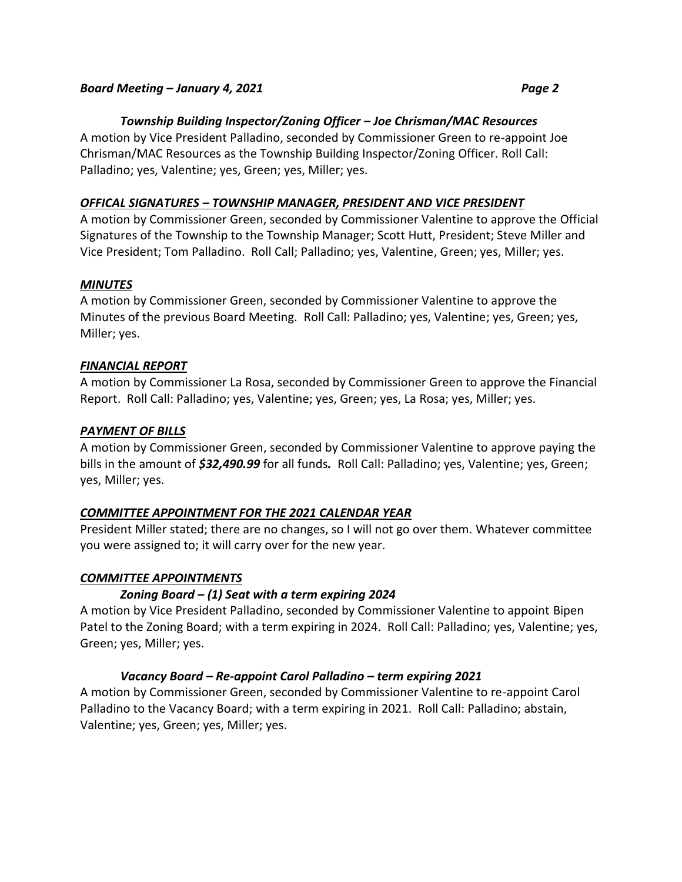### *Township Building Inspector/Zoning Officer – Joe Chrisman/MAC Resources*

A motion by Vice President Palladino, seconded by Commissioner Green to re-appoint Joe Chrisman/MAC Resources as the Township Building Inspector/Zoning Officer. Roll Call: Palladino; yes, Valentine; yes, Green; yes, Miller; yes.

## ***OFFICAL SIGNATURES – TOWNSHIP MANAGER, PRESIDENT AND VICE PRESIDENT***

A motion by Commissioner Green, seconded by Commissioner Valentine to approve the Official Signatures of the Township to the Township Manager; Scott Hutt, President; Steve Miller and Vice President; Tom Palladino. Roll Call; Palladino; yes, Valentine, Green; yes, Miller; yes.

## ***MINUTES***

A motion by Commissioner Green, seconded by Commissioner Valentine to approve the Minutes of the previous Board Meeting. Roll Call: Palladino; yes, Valentine; yes, Green; yes, Miller; yes.

## ***FINANCIAL REPORT***

A motion by Commissioner La Rosa, seconded by Commissioner Green to approve the Financial Report. Roll Call: Palladino; yes, Valentine; yes, Green; yes, La Rosa; yes, Miller; yes.

## ***PAYMENT OF BILLS***

A motion by Commissioner Green, seconded by Commissioner Valentine to approve paying the bills in the amount of ***$32,490.99*** for all funds***.*** Roll Call: Palladino; yes, Valentine; yes, Green; yes, Miller; yes.

## ***COMMITTEE APPOINTMENT FOR THE 2021 CALENDAR YEAR***

President Miller stated; there are no changes, so I will not go over them. Whatever committee you were assigned to; it will carry over for the new year.

## ***COMMITTEE APPOINTMENTS***

### *Zoning Board – (1) Seat with a term expiring 2024*

A motion by Vice President Palladino, seconded by Commissioner Valentine to appoint Bipen Patel to the Zoning Board; with a term expiring in 2024. Roll Call: Palladino; yes, Valentine; yes, Green; yes, Miller; yes.

### *Vacancy Board – Re-appoint Carol Palladino – term expiring 2021*

A motion by Commissioner Green, seconded by Commissioner Valentine to re-appoint Carol Palladino to the Vacancy Board; with a term expiring in 2021. Roll Call: Palladino; abstain, Valentine; yes, Green; yes, Miller; yes.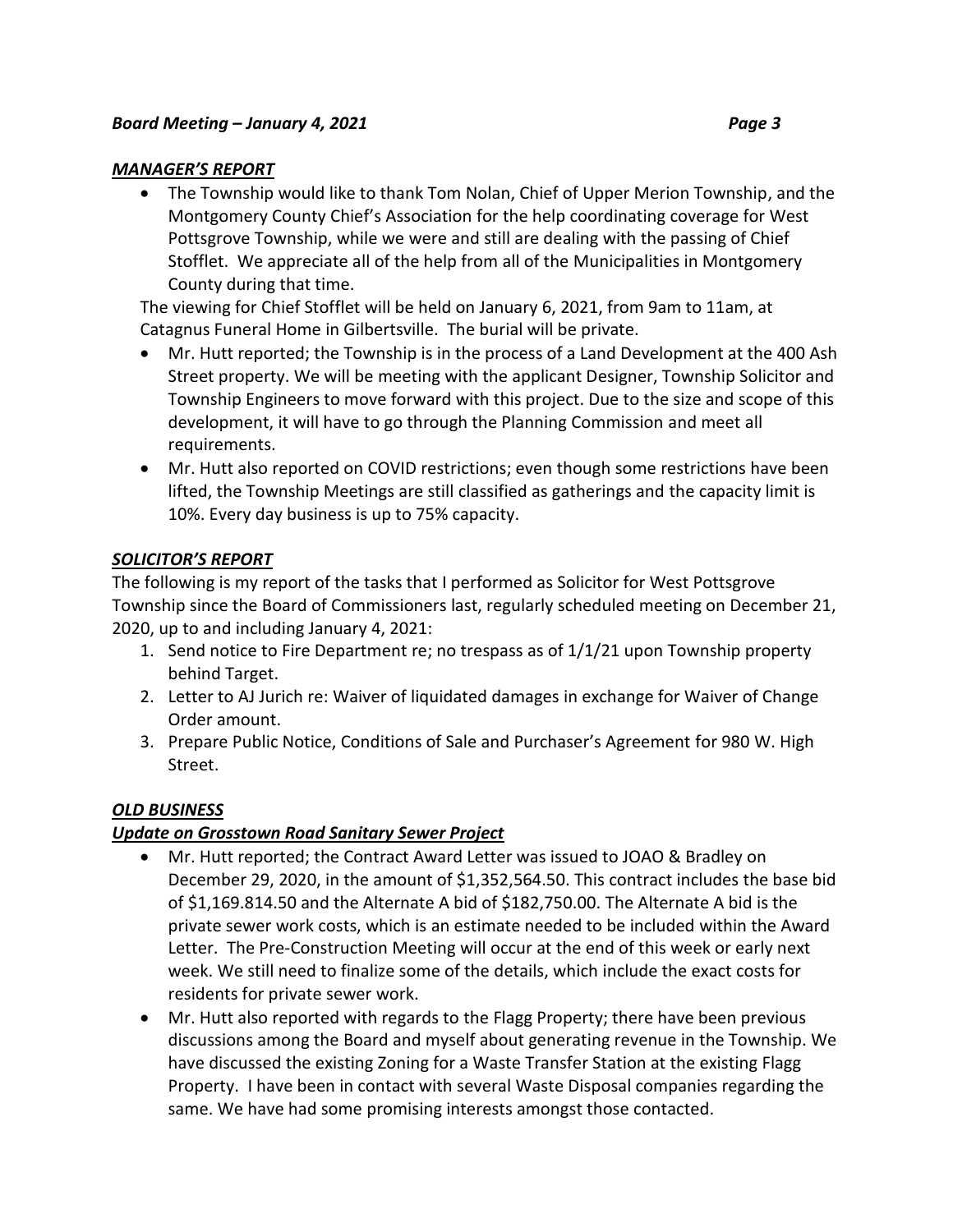## ***MANAGER'S REPORT***

- The Township would like to thank Tom Nolan, Chief of Upper Merion Township, and the Montgomery County Chief's Association for the help coordinating coverage for West Pottsgrove Township, while we were and still are dealing with the passing of Chief Stofflet. We appreciate all of the help from all of the Municipalities in Montgomery County during that time.

  The viewing for Chief Stofflet will be held on January 6, 2021, from 9am to 11am, at Catagnus Funeral Home in Gilbertsville. The burial will be private.
- Mr. Hutt reported; the Township is in the process of a Land Development at the 400 Ash Street property. We will be meeting with the applicant Designer, Township Solicitor and Township Engineers to move forward with this project. Due to the size and scope of this development, it will have to go through the Planning Commission and meet all requirements.
- Mr. Hutt also reported on COVID restrictions; even though some restrictions have been lifted, the Township Meetings are still classified as gatherings and the capacity limit is 10%. Every day business is up to 75% capacity.

## ***SOLICITOR'S REPORT***

The following is my report of the tasks that I performed as Solicitor for West Pottsgrove Township since the Board of Commissioners last, regularly scheduled meeting on December 21, 2020, up to and including January 4, 2021:

1. Send notice to Fire Department re; no trespass as of 1/1/21 upon Township property behind Target.
2. Letter to AJ Jurich re: Waiver of liquidated damages in exchange for Waiver of Change Order amount.
3. Prepare Public Notice, Conditions of Sale and Purchaser's Agreement for 980 W. High Street.

## ***OLD BUSINESS***

### ***Update on Grosstown Road Sanitary Sewer Project***

- Mr. Hutt reported; the Contract Award Letter was issued to JOAO & Bradley on December 29, 2020, in the amount of $1,352,564.50. This contract includes the base bid of $1,169.814.50 and the Alternate A bid of $182,750.00. The Alternate A bid is the private sewer work costs, which is an estimate needed to be included within the Award Letter. The Pre-Construction Meeting will occur at the end of this week or early next week. We still need to finalize some of the details, which include the exact costs for residents for private sewer work.
- Mr. Hutt also reported with regards to the Flagg Property; there have been previous discussions among the Board and myself about generating revenue in the Township. We have discussed the existing Zoning for a Waste Transfer Station at the existing Flagg Property. I have been in contact with several Waste Disposal companies regarding the same. We have had some promising interests amongst those contacted.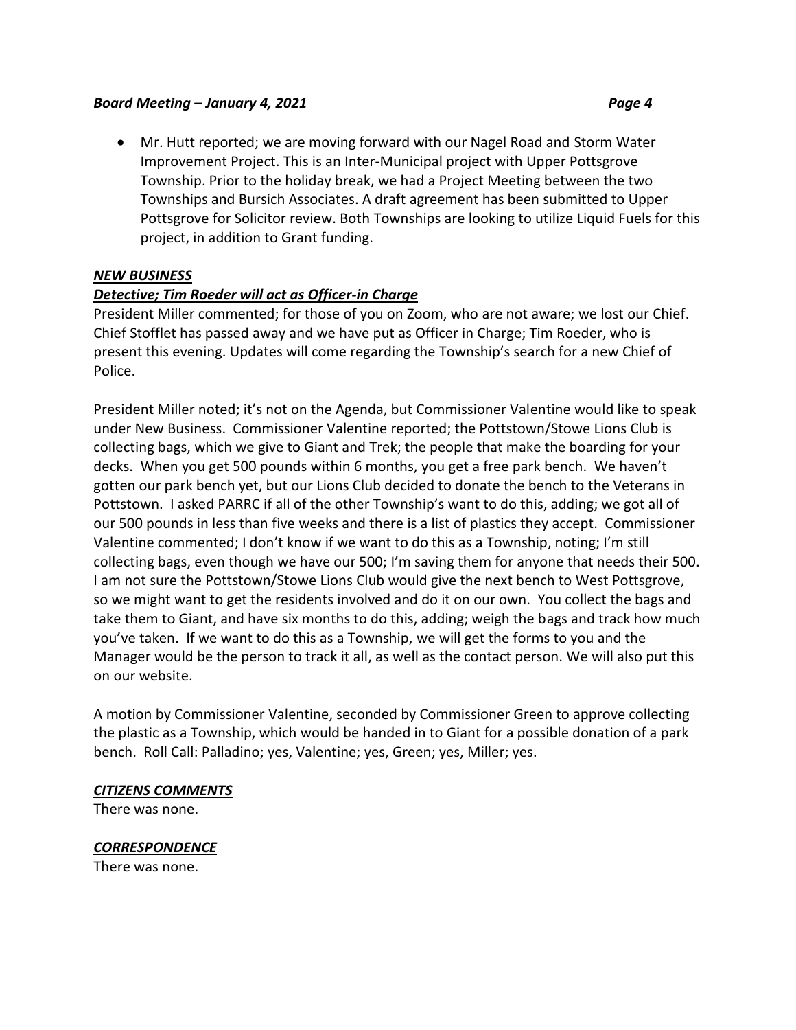- Mr. Hutt reported; we are moving forward with our Nagel Road and Storm Water Improvement Project. This is an Inter-Municipal project with Upper Pottsgrove Township. Prior to the holiday break, we had a Project Meeting between the two Townships and Bursich Associates. A draft agreement has been submitted to Upper Pottsgrove for Solicitor review. Both Townships are looking to utilize Liquid Fuels for this project, in addition to Grant funding.

***NEW BUSINESS***

***Detective; Tim Roeder will act as Officer-in Charge***

President Miller commented; for those of you on Zoom, who are not aware; we lost our Chief. Chief Stofflet has passed away and we have put as Officer in Charge; Tim Roeder, who is present this evening. Updates will come regarding the Township's search for a new Chief of Police.

President Miller noted; it's not on the Agenda, but Commissioner Valentine would like to speak under New Business. Commissioner Valentine reported; the Pottstown/Stowe Lions Club is collecting bags, which we give to Giant and Trek; the people that make the boarding for your decks. When you get 500 pounds within 6 months, you get a free park bench. We haven't gotten our park bench yet, but our Lions Club decided to donate the bench to the Veterans in Pottstown. I asked PARRC if all of the other Township's want to do this, adding; we got all of our 500 pounds in less than five weeks and there is a list of plastics they accept. Commissioner Valentine commented; I don't know if we want to do this as a Township, noting; I'm still collecting bags, even though we have our 500; I'm saving them for anyone that needs their 500. I am not sure the Pottstown/Stowe Lions Club would give the next bench to West Pottsgrove, so we might want to get the residents involved and do it on our own. You collect the bags and take them to Giant, and have six months to do this, adding; weigh the bags and track how much you've taken. If we want to do this as a Township, we will get the forms to you and the Manager would be the person to track it all, as well as the contact person. We will also put this on our website.

A motion by Commissioner Valentine, seconded by Commissioner Green to approve collecting the plastic as a Township, which would be handed in to Giant for a possible donation of a park bench. Roll Call: Palladino; yes, Valentine; yes, Green; yes, Miller; yes.

***CITIZENS COMMENTS***

There was none.

***CORRESPONDENCE***

There was none.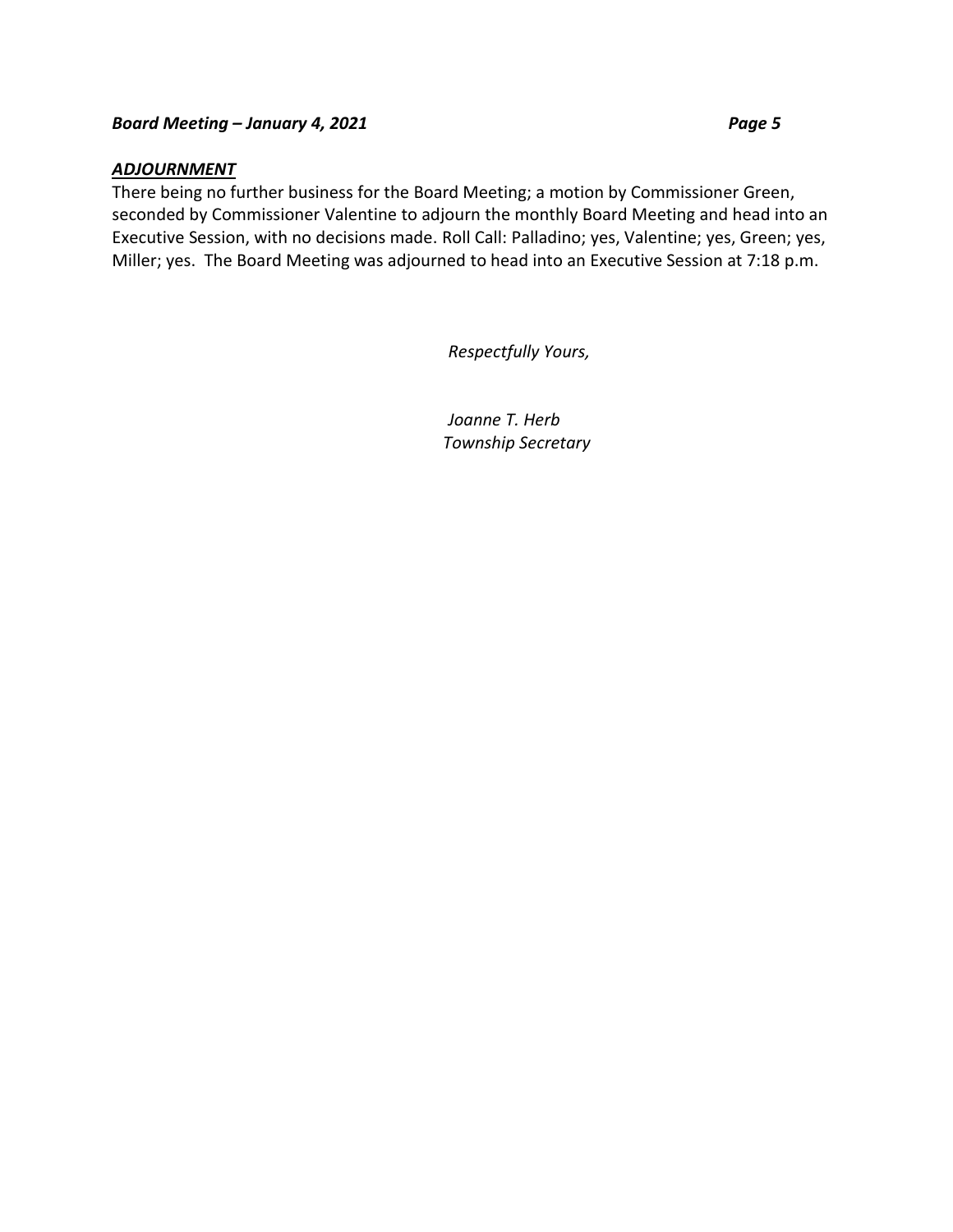## ***ADJOURNMENT***

There being no further business for the Board Meeting; a motion by Commissioner Green, seconded by Commissioner Valentine to adjourn the monthly Board Meeting and head into an Executive Session, with no decisions made. Roll Call: Palladino; yes, Valentine; yes, Green; yes, Miller; yes. The Board Meeting was adjourned to head into an Executive Session at 7:18 p.m.

*Respectfully Yours,*

*Joanne T. Herb*
*Township Secretary*